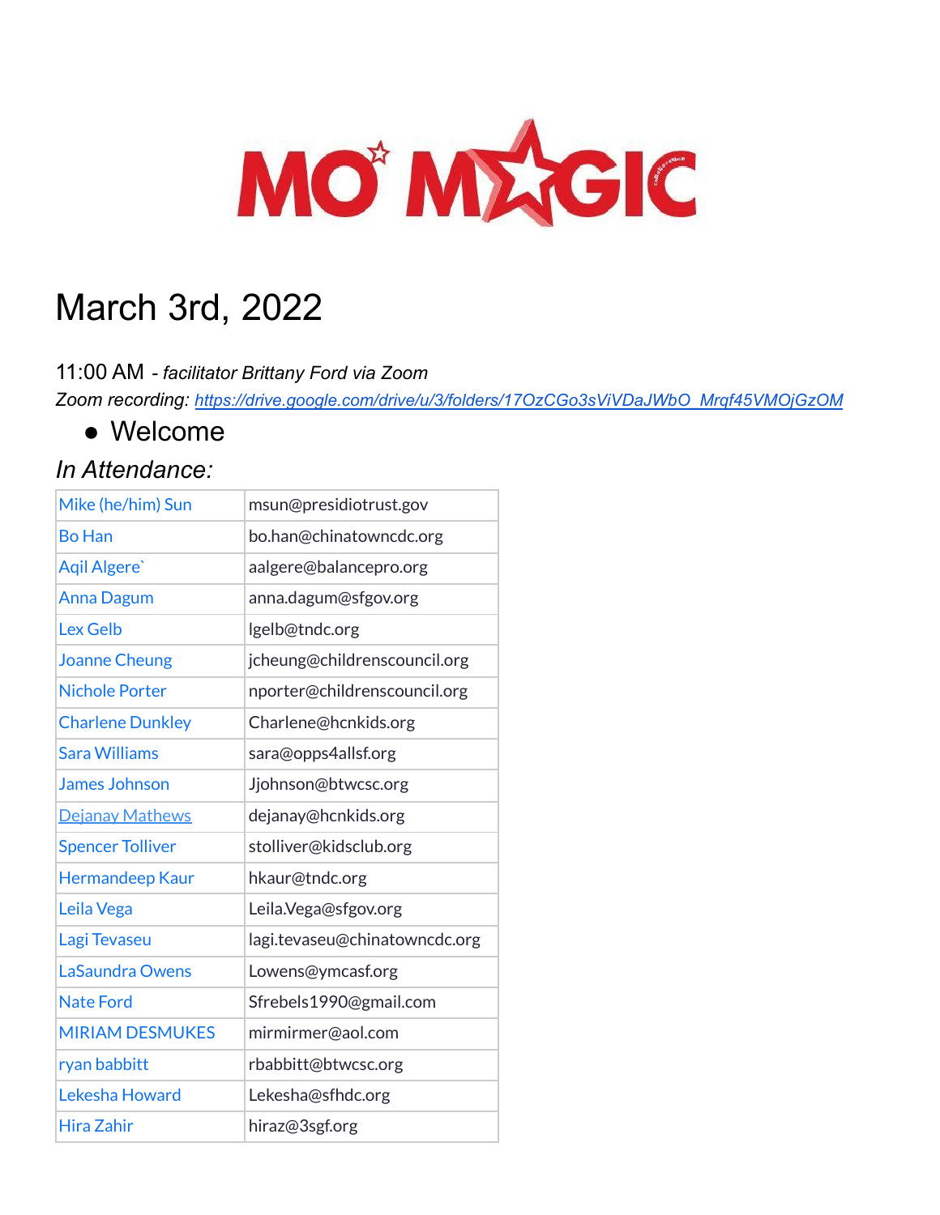# MO MAGIC

# March 3rd, 2022

11:00 AM *- facilitator Brittany Ford via Zoom*

*Zoom recording: https://drive.google.com/drive/u/3/folders/17OzCGo3sViVDaJWbO_Mrqf45VMOjGzOM*

- Welcome

## *In Attendance:*

| | |
|---|---|
| Mike (he/him) Sun | msun@presidiotrust.gov |
| Bo Han | bo.han@chinatowncdc.org |
| Aqil Algere` | aalgere@balancepro.org |
| Anna Dagum | anna.dagum@sfgov.org |
| Lex Gelb | lgelb@tndc.org |
| Joanne Cheung | jcheung@childrenscouncil.org |
| Nichole Porter | nporter@childrenscouncil.org |
| Charlene Dunkley | Charlene@hcnkids.org |
| Sara Williams | sara@opps4allsf.org |
| James Johnson | Jjohnson@btwcsc.org |
| Dejanay Mathews | dejanay@hcnkids.org |
| Spencer Tolliver | stolliver@kidsclub.org |
| Hermandeep Kaur | hkaur@tndc.org |
| Leila Vega | Leila.Vega@sfgov.org |
| Lagi Tevaseu | lagi.tevaseu@chinatowncdc.org |
| LaSaundra Owens | Lowens@ymcasf.org |
| Nate Ford | Sfrebels1990@gmail.com |
| MIRIAM DESMUKES | mirmirmer@aol.com |
| ryan babbitt | rbabbitt@btwcsc.org |
| Lekesha Howard | Lekesha@sfhdc.org |
| Hira Zahir | hiraz@3sgf.org |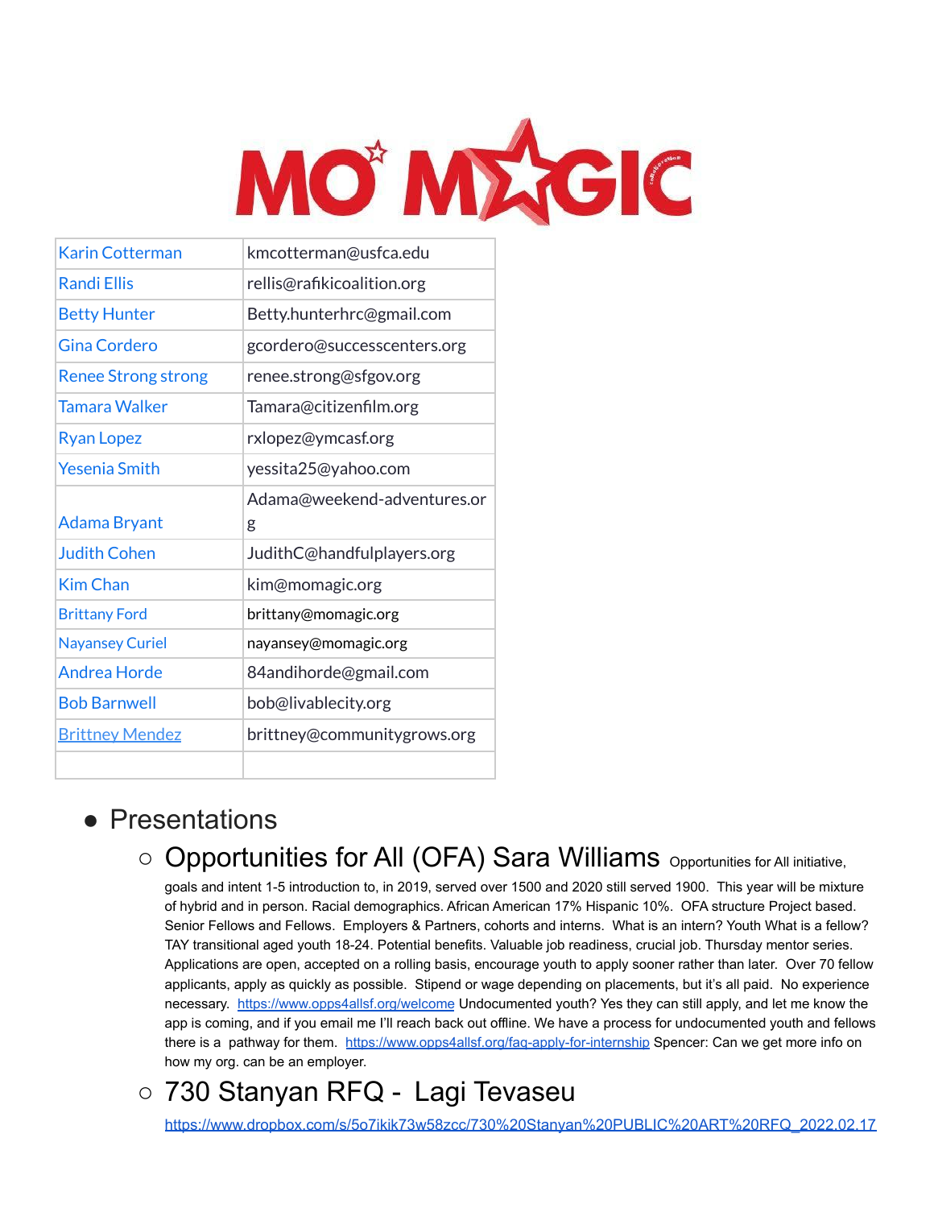# MO' MAGIC

| | |
|---|---|
| Karin Cotterman | kmcotterman@usfca.edu |
| Randi Ellis | rellis@rafikicoalition.org |
| Betty Hunter | Betty.hunterhrc@gmail.com |
| Gina Cordero | gcordero@successcenters.org |
| Renee Strong strong | renee.strong@sfgov.org |
| Tamara Walker | Tamara@citizenfilm.org |
| Ryan Lopez | rxlopez@ymcasf.org |
| Yesenia Smith | yessita25@yahoo.com |
| Adama Bryant | Adama@weekend-adventures.org |
| Judith Cohen | JudithC@handfulplayers.org |
| Kim Chan | kim@momagic.org |
| Brittany Ford | brittany@momagic.org |
| Nayansey Curiel | nayansey@momagic.org |
| Andrea Horde | 84andihorde@gmail.com |
| Bob Barnwell | bob@livablecity.org |
| Brittney Mendez | brittney@communitygrows.org |
| | |

- Presentations
  - Opportunities for All (OFA) Sara Williams Opportunities for All initiative, goals and intent 1-5 introduction to, in 2019, served over 1500 and 2020 still served 1900. This year will be mixture of hybrid and in person. Racial demographics. African American 17% Hispanic 10%. OFA structure Project based. Senior Fellows and Fellows. Employers & Partners, cohorts and interns. What is an intern? Youth What is a fellow? TAY transitional aged youth 18-24. Potential benefits. Valuable job readiness, crucial job. Thursday mentor series. Applications are open, accepted on a rolling basis, encourage youth to apply sooner rather than later. Over 70 fellow applicants, apply as quickly as possible. Stipend or wage depending on placements, but it's all paid. No experience necessary. https://www.opps4allsf.org/welcome Undocumented youth? Yes they can still apply, and let me know the app is coming, and if you email me I'll reach back out offline. We have a process for undocumented youth and fellows there is a pathway for them. https://www.opps4allsf.org/faq-apply-for-internship Spencer: Can we get more info on how my org. can be an employer.
  - 730 Stanyan RFQ - Lagi Tevaseu https://www.dropbox.com/s/5o7ikik73w58zcc/730%20Stanyan%20PUBLIC%20ART%20RFQ_2022.02.17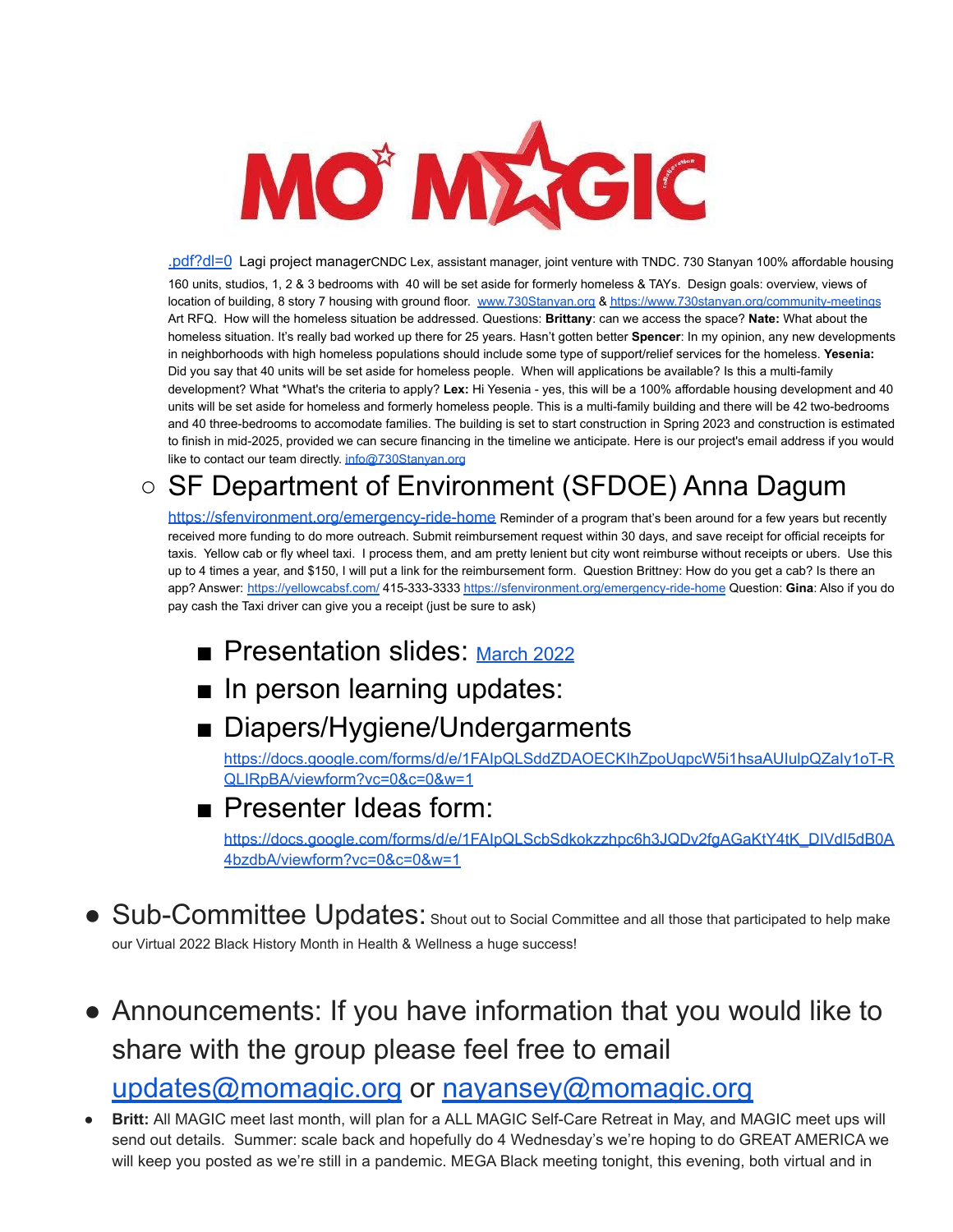# MO' MAGIC

.pdf?dl=0 Lagi project managerCNDC Lex, assistant manager, joint venture with TNDC. 730 Stanyan 100% affordable housing 160 units, studios, 1, 2 & 3 bedrooms with 40 will be set aside for formerly homeless & TAYs. Design goals: overview, views of location of building, 8 story 7 housing with ground floor. www.730Stanyan.org & https://www.730stanyan.org/community-meetings Art RFQ. How will the homeless situation be addressed. Questions: **Brittany**: can we access the space? **Nate:** What about the homeless situation. It's really bad worked up there for 25 years. Hasn't gotten better **Spencer**: In my opinion, any new developments in neighborhoods with high homeless populations should include some type of support/relief services for the homeless. **Yesenia:** Did you say that 40 units will be set aside for homeless people. When will applications be available? Is this a multi-family development? What *What's the criteria to apply? **Lex:** Hi Yesenia - yes, this will be a 100% affordable housing development and 40 units will be set aside for homeless and formerly homeless people. This is a multi-family building and there will be 42 two-bedrooms and 40 three-bedrooms to accomodate families. The building is set to start construction in Spring 2023 and construction is estimated to finish in mid-2025, provided we can secure financing in the timeline we anticipate. Here is our project's email address if you would like to contact our team directly. info@730Stanyan.org

- SF Department of Environment (SFDOE) Anna Dagum

  https://sfenvironment.org/emergency-ride-home Reminder of a program that's been around for a few years but recently received more funding to do more outreach. Submit reimbursement request within 30 days, and save receipt for official receipts for taxis. Yellow cab or fly wheel taxi. I process them, and am pretty lenient but city wont reimburse without receipts or ubers. Use this up to 4 times a year, and $150, I will put a link for the reimbursement form. Question Brittney: How do you get a cab? Is there an app? Answer: https://yellowcabsf.com/ 415-333-3333 https://sfenvironment.org/emergency-ride-home Question: **Gina**: Also if you do pay cash the Taxi driver can give you a receipt (just be sure to ask)

  - Presentation slides: March 2022
  - In person learning updates:
  - Diapers/Hygiene/Undergarments
    https://docs.google.com/forms/d/e/1FAIpQLSddZDAOECKIhZpoUqpcW5i1hsaAUIulpQZaIy1oT-RQLIRpBA/viewform?vc=0&c=0&w=1
  - Presenter Ideas form:
    https://docs.google.com/forms/d/e/1FAIpQLScbSdkokzzhpc6h3JQDv2fgAGaKtY4tK_DIVdI5dB0A4bzdbA/viewform?vc=0&c=0&w=1

- Sub-Committee Updates: Shout out to Social Committee and all those that participated to help make our Virtual 2022 Black History Month in Health & Wellness a huge success!

- Announcements: If you have information that you would like to share with the group please feel free to email updates@momagic.org or nayansey@momagic.org

- **Britt:** All MAGIC meet last month, will plan for a ALL MAGIC Self-Care Retreat in May, and MAGIC meet ups will send out details. Summer: scale back and hopefully do 4 Wednesday's we're hoping to do GREAT AMERICA we will keep you posted as we're still in a pandemic. MEGA Black meeting tonight, this evening, both virtual and in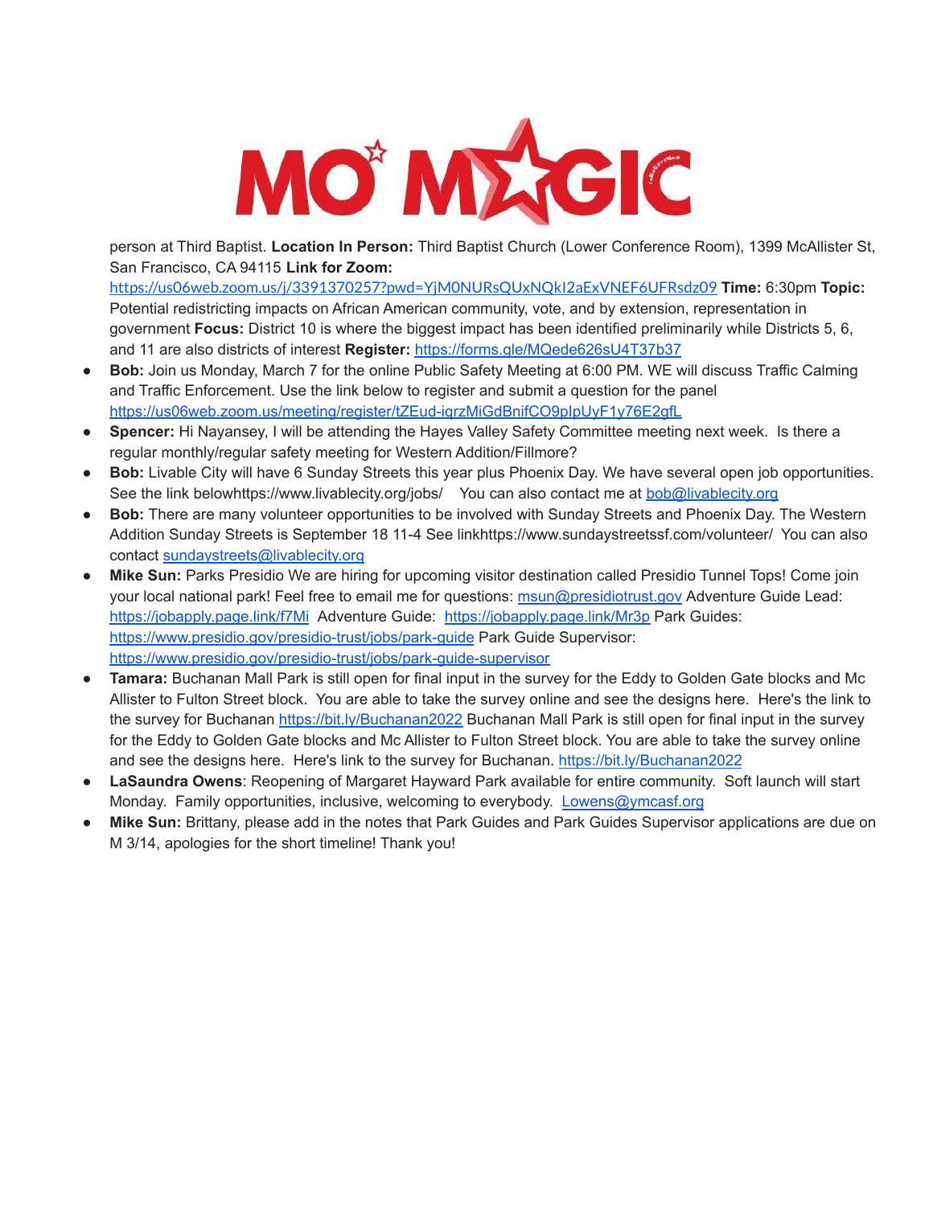person at Third Baptist. **Location In Person:** Third Baptist Church (Lower Conference Room), 1399 McAllister St, San Francisco, CA 94115 **Link for Zoom:** https://us06web.zoom.us/j/3391370257?pwd=YjM0NURsQUxNQkI2aExVNEF6UFRsdz09 **Time:** 6:30pm **Topic:** Potential redistricting impacts on African American community, vote, and by extension, representation in government **Focus:** District 10 is where the biggest impact has been identified preliminarily while Districts 5, 6, and 11 are also districts of interest **Register:** https://forms.gle/MQede626sU4T37b37

- **Bob:** Join us Monday, March 7 for the online Public Safety Meeting at 6:00 PM. WE will discuss Traffic Calming and Traffic Enforcement. Use the link below to register and submit a question for the panel https://us06web.zoom.us/meeting/register/tZEud-iqrzMiGdBnifCO9pIpUyF1y76E2gfL
- **Spencer:** Hi Nayansey, I will be attending the Hayes Valley Safety Committee meeting next week. Is there a regular monthly/regular safety meeting for Western Addition/Fillmore?
- **Bob:** Livable City will have 6 Sunday Streets this year plus Phoenix Day. We have several open job opportunities. See the link belowhttps://www.livablecity.org/jobs/ You can also contact me at bob@livablecity.org
- **Bob:** There are many volunteer opportunities to be involved with Sunday Streets and Phoenix Day. The Western Addition Sunday Streets is September 18 11-4 See linkhttps://www.sundaystreetssf.com/volunteer/ You can also contact sundaystreets@livablecity.org
- **Mike Sun:** Parks Presidio We are hiring for upcoming visitor destination called Presidio Tunnel Tops! Come join your local national park! Feel free to email me for questions: msun@presidiotrust.gov Adventure Guide Lead: https://jobapply.page.link/f7Mi Adventure Guide: https://jobapply.page.link/Mr3p Park Guides: https://www.presidio.gov/presidio-trust/jobs/park-guide Park Guide Supervisor: https://www.presidio.gov/presidio-trust/jobs/park-guide-supervisor
- **Tamara:** Buchanan Mall Park is still open for final input in the survey for the Eddy to Golden Gate blocks and Mc Allister to Fulton Street block. You are able to take the survey online and see the designs here. Here's the link to the survey for Buchanan https://bit.ly/Buchanan2022 Buchanan Mall Park is still open for final input in the survey for the Eddy to Golden Gate blocks and Mc Allister to Fulton Street block. You are able to take the survey online and see the designs here. Here's link to the survey for Buchanan. https://bit.ly/Buchanan2022
- **LaSaundra Owens**: Reopening of Margaret Hayward Park available for entire community. Soft launch will start Monday. Family opportunities, inclusive, welcoming to everybody. Lowens@ymcasf.org
- **Mike Sun:** Brittany, please add in the notes that Park Guides and Park Guides Supervisor applications are due on M 3/14, apologies for the short timeline! Thank you!